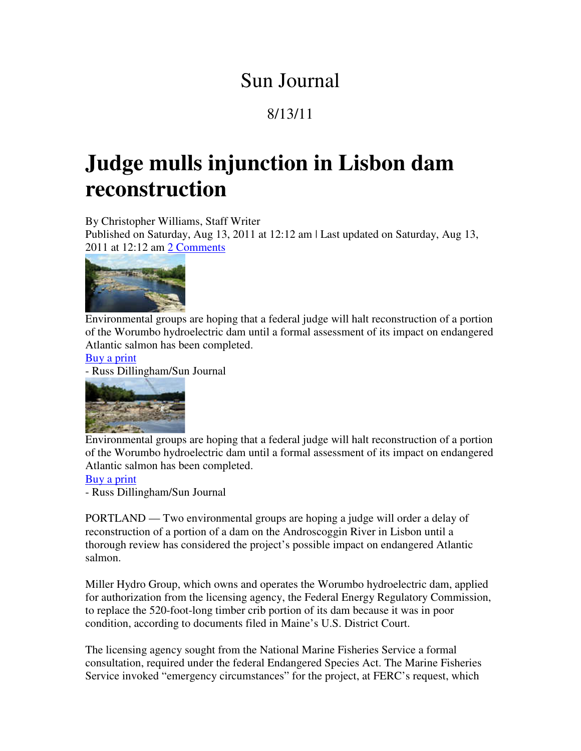# Sun Journal

8/13/11

# Judge mulls injunction in Lisbon dam reconstruction

By Christopher Williams, Staff Writer
Published on Saturday, Aug 13, 2011 at 12:12 am | Last updated on Saturday, Aug 13, 2011 at 12:12 am [2 Comments]

Environmental groups are hoping that a federal judge will halt reconstruction of a portion of the Worumbo hydroelectric dam until a formal assessment of its impact on endangered Atlantic salmon has been completed.

[Buy a print]

- Russ Dillingham/Sun Journal

Environmental groups are hoping that a federal judge will halt reconstruction of a portion of the Worumbo hydroelectric dam until a formal assessment of its impact on endangered Atlantic salmon has been completed.

[Buy a print]

- Russ Dillingham/Sun Journal

PORTLAND — Two environmental groups are hoping a judge will order a delay of reconstruction of a portion of a dam on the Androscoggin River in Lisbon until a thorough review has considered the project's possible impact on endangered Atlantic salmon.

Miller Hydro Group, which owns and operates the Worumbo hydroelectric dam, applied for authorization from the licensing agency, the Federal Energy Regulatory Commission, to replace the 520-foot-long timber crib portion of its dam because it was in poor condition, according to documents filed in Maine's U.S. District Court.

The licensing agency sought from the National Marine Fisheries Service a formal consultation, required under the federal Endangered Species Act. The Marine Fisheries Service invoked "emergency circumstances" for the project, at FERC's request, which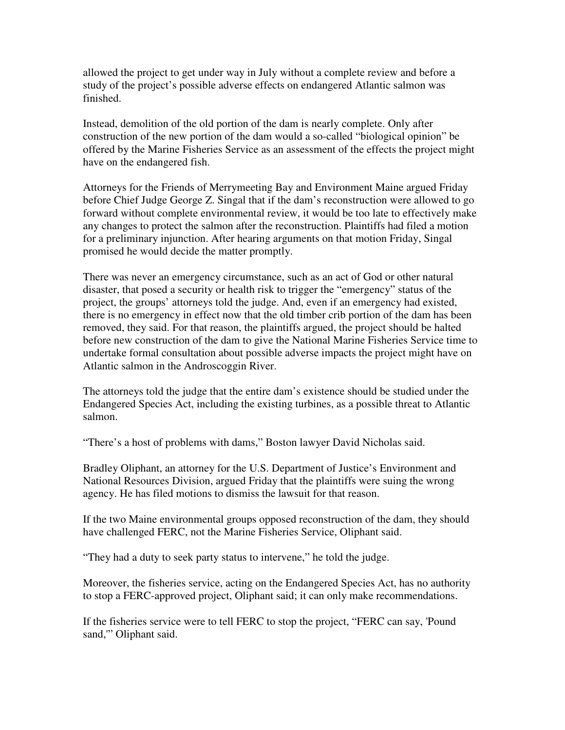allowed the project to get under way in July without a complete review and before a study of the project's possible adverse effects on endangered Atlantic salmon was finished.

Instead, demolition of the old portion of the dam is nearly complete. Only after construction of the new portion of the dam would a so-called "biological opinion" be offered by the Marine Fisheries Service as an assessment of the effects the project might have on the endangered fish.

Attorneys for the Friends of Merrymeeting Bay and Environment Maine argued Friday before Chief Judge George Z. Singal that if the dam's reconstruction were allowed to go forward without complete environmental review, it would be too late to effectively make any changes to protect the salmon after the reconstruction. Plaintiffs had filed a motion for a preliminary injunction. After hearing arguments on that motion Friday, Singal promised he would decide the matter promptly.

There was never an emergency circumstance, such as an act of God or other natural disaster, that posed a security or health risk to trigger the "emergency" status of the project, the groups' attorneys told the judge. And, even if an emergency had existed, there is no emergency in effect now that the old timber crib portion of the dam has been removed, they said. For that reason, the plaintiffs argued, the project should be halted before new construction of the dam to give the National Marine Fisheries Service time to undertake formal consultation about possible adverse impacts the project might have on Atlantic salmon in the Androscoggin River.

The attorneys told the judge that the entire dam's existence should be studied under the Endangered Species Act, including the existing turbines, as a possible threat to Atlantic salmon.

"There's a host of problems with dams," Boston lawyer David Nicholas said.

Bradley Oliphant, an attorney for the U.S. Department of Justice's Environment and National Resources Division, argued Friday that the plaintiffs were suing the wrong agency. He has filed motions to dismiss the lawsuit for that reason.

If the two Maine environmental groups opposed reconstruction of the dam, they should have challenged FERC, not the Marine Fisheries Service, Oliphant said.

"They had a duty to seek party status to intervene," he told the judge.

Moreover, the fisheries service, acting on the Endangered Species Act, has no authority to stop a FERC-approved project, Oliphant said; it can only make recommendations.

If the fisheries service were to tell FERC to stop the project, "FERC can say, 'Pound sand,'" Oliphant said.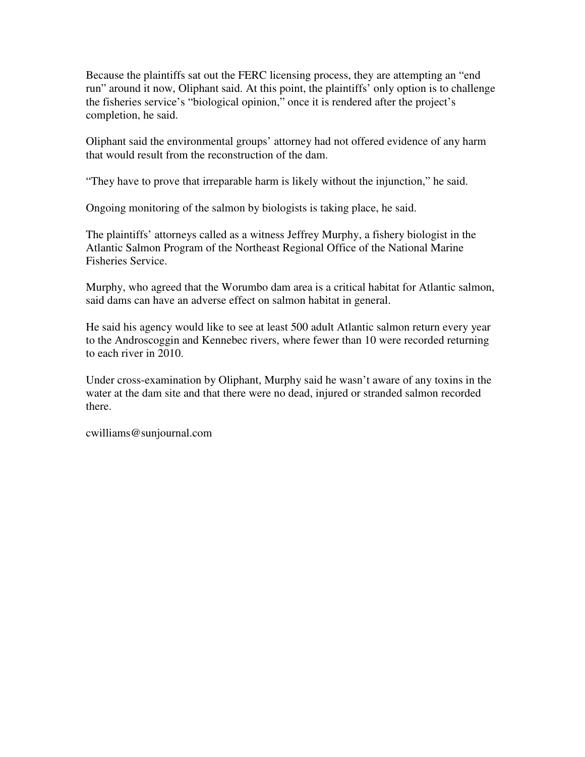Because the plaintiffs sat out the FERC licensing process, they are attempting an "end run" around it now, Oliphant said. At this point, the plaintiffs' only option is to challenge the fisheries service's "biological opinion," once it is rendered after the project's completion, he said.

Oliphant said the environmental groups' attorney had not offered evidence of any harm that would result from the reconstruction of the dam.

"They have to prove that irreparable harm is likely without the injunction," he said.

Ongoing monitoring of the salmon by biologists is taking place, he said.

The plaintiffs' attorneys called as a witness Jeffrey Murphy, a fishery biologist in the Atlantic Salmon Program of the Northeast Regional Office of the National Marine Fisheries Service.

Murphy, who agreed that the Worumbo dam area is a critical habitat for Atlantic salmon, said dams can have an adverse effect on salmon habitat in general.

He said his agency would like to see at least 500 adult Atlantic salmon return every year to the Androscoggin and Kennebec rivers, where fewer than 10 were recorded returning to each river in 2010.

Under cross-examination by Oliphant, Murphy said he wasn't aware of any toxins in the water at the dam site and that there were no dead, injured or stranded salmon recorded there.

cwilliams@sunjournal.com